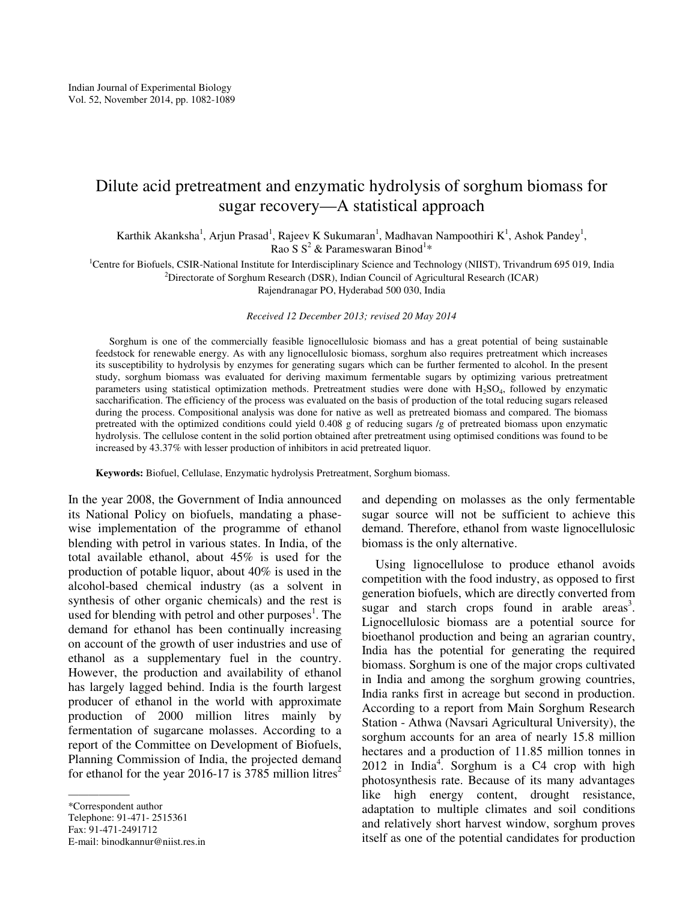# Dilute acid pretreatment and enzymatic hydrolysis of sorghum biomass for sugar recovery—A statistical approach

Karthik Akanksha[1], Arjun Prasad[1], Rajeev K Sukumaran[1], Madhavan Nampoothiri K[1], Ashok Pandey[1], Rao S S[2] & Parameswaran Binod[1]*

[1]Centre for Biofuels, CSIR-National Institute for Interdisciplinary Science and Technology (NIIST), Trivandrum 695 019, India

[2]Directorate of Sorghum Research (DSR), Indian Council of Agricultural Research (ICAR) Rajendranagar PO, Hyderabad 500 030, India

*Received 12 December 2013; revised 20 May 2014*

Sorghum is one of the commercially feasible lignocellulosic biomass and has a great potential of being sustainable feedstock for renewable energy. As with any lignocellulosic biomass, sorghum also requires pretreatment which increases its susceptibility to hydrolysis by enzymes for generating sugars which can be further fermented to alcohol. In the present study, sorghum biomass was evaluated for deriving maximum fermentable sugars by optimizing various pretreatment parameters using statistical optimization methods. Pretreatment studies were done with $H_2SO_4$, followed by enzymatic saccharification. The efficiency of the process was evaluated on the basis of production of the total reducing sugars released during the process. Compositional analysis was done for native as well as pretreated biomass and compared. The biomass pretreated with the optimized conditions could yield 0.408 g of reducing sugars /g of pretreated biomass upon enzymatic hydrolysis. The cellulose content in the solid portion obtained after pretreatment using optimised conditions was found to be increased by 43.37% with lesser production of inhibitors in acid pretreated liquor.

**Keywords:** Biofuel, Cellulase, Enzymatic hydrolysis Pretreatment, Sorghum biomass.

In the year 2008, the Government of India announced its National Policy on biofuels, mandating a phase-wise implementation of the programme of ethanol blending with petrol in various states. In India, of the total available ethanol, about 45% is used for the production of potable liquor, about 40% is used in the alcohol-based chemical industry (as a solvent in synthesis of other organic chemicals) and the rest is used for blending with petrol and other purposes[1]. The demand for ethanol has been continually increasing on account of the growth of user industries and use of ethanol as a supplementary fuel in the country. However, the production and availability of ethanol has largely lagged behind. India is the fourth largest producer of ethanol in the world with approximate production of 2000 million litres mainly by fermentation of sugarcane molasses. According to a report of the Committee on Development of Biofuels, Planning Commission of India, the projected demand for ethanol for the year 2016-17 is 3785 million litres[2] and depending on molasses as the only fermentable sugar source will not be sufficient to achieve this demand. Therefore, ethanol from waste lignocellulosic biomass is the only alternative.

Using lignocellulose to produce ethanol avoids competition with the food industry, as opposed to first generation biofuels, which are directly converted from sugar and starch crops found in arable areas[3]. Lignocellulosic biomass are a potential source for bioethanol production and being an agrarian country, India has the potential for generating the required biomass. Sorghum is one of the major crops cultivated in India and among the sorghum growing countries, India ranks first in acreage but second in production. According to a report from Main Sorghum Research Station - Athwa (Navsari Agricultural University), the sorghum accounts for an area of nearly 15.8 million hectares and a production of 11.85 million tonnes in 2012 in India[4]. Sorghum is a C4 crop with high photosynthesis rate. Because of its many advantages like high energy content, drought resistance, adaptation to multiple climates and soil conditions and relatively short harvest window, sorghum proves itself as one of the potential candidates for production

*Correspondent author  
Telephone: 91-471- 2515361  
Fax: 91-471-2491712  
E-mail: binodkannur@niist.res.in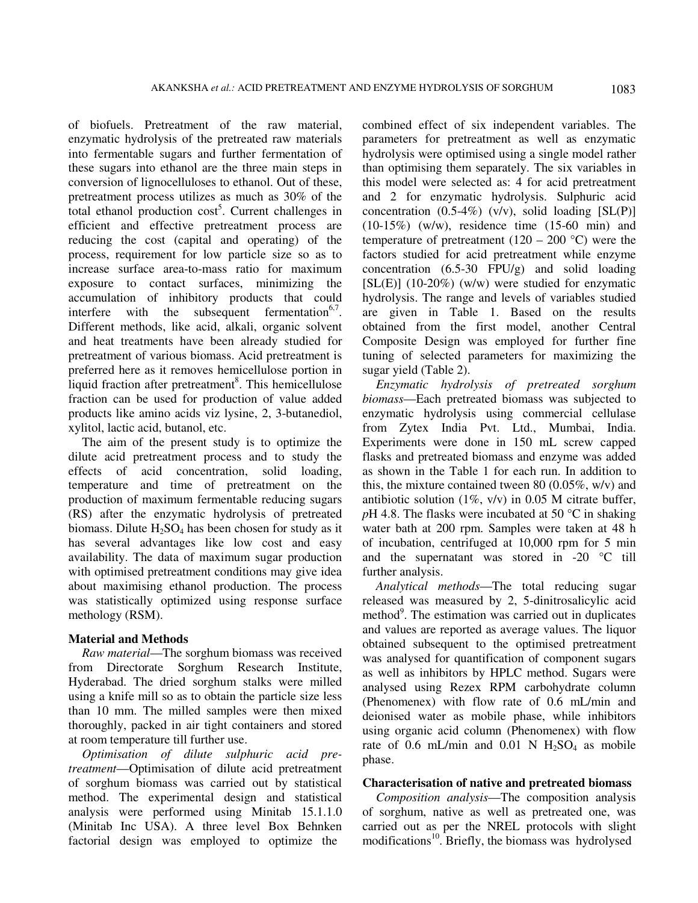of biofuels. Pretreatment of the raw material, enzymatic hydrolysis of the pretreated raw materials into fermentable sugars and further fermentation of these sugars into ethanol are the three main steps in conversion of lignocelluloses to ethanol. Out of these, pretreatment process utilizes as much as 30% of the total ethanol production cost[5]. Current challenges in efficient and effective pretreatment process are reducing the cost (capital and operating) of the process, requirement for low particle size so as to increase surface area-to-mass ratio for maximum exposure to contact surfaces, minimizing the accumulation of inhibitory products that could interfere with the subsequent fermentation[6,7]. Different methods, like acid, alkali, organic solvent and heat treatments have been already studied for pretreatment of various biomass. Acid pretreatment is preferred here as it removes hemicellulose portion in liquid fraction after pretreatment[8]. This hemicellulose fraction can be used for production of value added products like amino acids viz lysine, 2, 3-butanediol, xylitol, lactic acid, butanol, etc.

The aim of the present study is to optimize the dilute acid pretreatment process and to study the effects of acid concentration, solid loading, temperature and time of pretreatment on the production of maximum fermentable reducing sugars (RS) after the enzymatic hydrolysis of pretreated biomass. Dilute $H_2SO_4$ has been chosen for study as it has several advantages like low cost and easy availability. The data of maximum sugar production with optimised pretreatment conditions may give idea about maximising ethanol production. The process was statistically optimized using response surface methodology (RSM).

## Material and Methods

*Raw material*—The sorghum biomass was received from Directorate Sorghum Research Institute, Hyderabad. The dried sorghum stalks were milled using a knife mill so as to obtain the particle size less than 10 mm. The milled samples were then mixed thoroughly, packed in air tight containers and stored at room temperature till further use.

*Optimisation of dilute sulphuric acid pretreatment*—Optimisation of dilute acid pretreatment of sorghum biomass was carried out by statistical method. The experimental design and statistical analysis were performed using Minitab 15.1.1.0 (Minitab Inc USA). A three level Box Behnken factorial design was employed to optimize the combined effect of six independent variables. The parameters for pretreatment as well as enzymatic hydrolysis were optimised using a single model rather than optimising them separately. The six variables in this model were selected as: 4 for acid pretreatment and 2 for enzymatic hydrolysis. Sulphuric acid concentration (0.5-4%) (v/v), solid loading [SL(P)] (10-15%) (w/w), residence time (15-60 min) and temperature of pretreatment (120 – 200 °C) were the factors studied for acid pretreatment while enzyme concentration (6.5-30 FPU/g) and solid loading [SL(E)] (10-20%) (w/w) were studied for enzymatic hydrolysis. The range and levels of variables studied are given in Table 1. Based on the results obtained from the first model, another Central Composite Design was employed for further fine tuning of selected parameters for maximizing the sugar yield (Table 2).

*Enzymatic hydrolysis of pretreated sorghum biomass*—Each pretreated biomass was subjected to enzymatic hydrolysis using commercial cellulase from Zytex India Pvt. Ltd., Mumbai, India. Experiments were done in 150 mL screw capped flasks and pretreated biomass and enzyme was added as shown in the Table 1 for each run. In addition to this, the mixture contained tween 80 (0.05%, w/v) and antibiotic solution (1%, v/v) in 0.05 M citrate buffer, *p*H 4.8. The flasks were incubated at 50 °C in shaking water bath at 200 rpm. Samples were taken at 48 h of incubation, centrifuged at 10,000 rpm for 5 min and the supernatant was stored in -20 °C till further analysis.

*Analytical methods*—The total reducing sugar released was measured by 2, 5-dinitrosalicylic acid method[9]. The estimation was carried out in duplicates and values are reported as average values. The liquor obtained subsequent to the optimised pretreatment was analysed for quantification of component sugars as well as inhibitors by HPLC method. Sugars were analysed using Rezex RPM carbohydrate column (Phenomenex) with flow rate of 0.6 mL/min and deionised water as mobile phase, while inhibitors using organic acid column (Phenomenex) with flow rate of 0.6 mL/min and 0.01 N $H_2SO_4$ as mobile phase.

## Characterisation of native and pretreated biomass

*Composition analysis*—The composition analysis of sorghum, native as well as pretreated one, was carried out as per the NREL protocols with slight modifications[10]. Briefly, the biomass was hydrolysed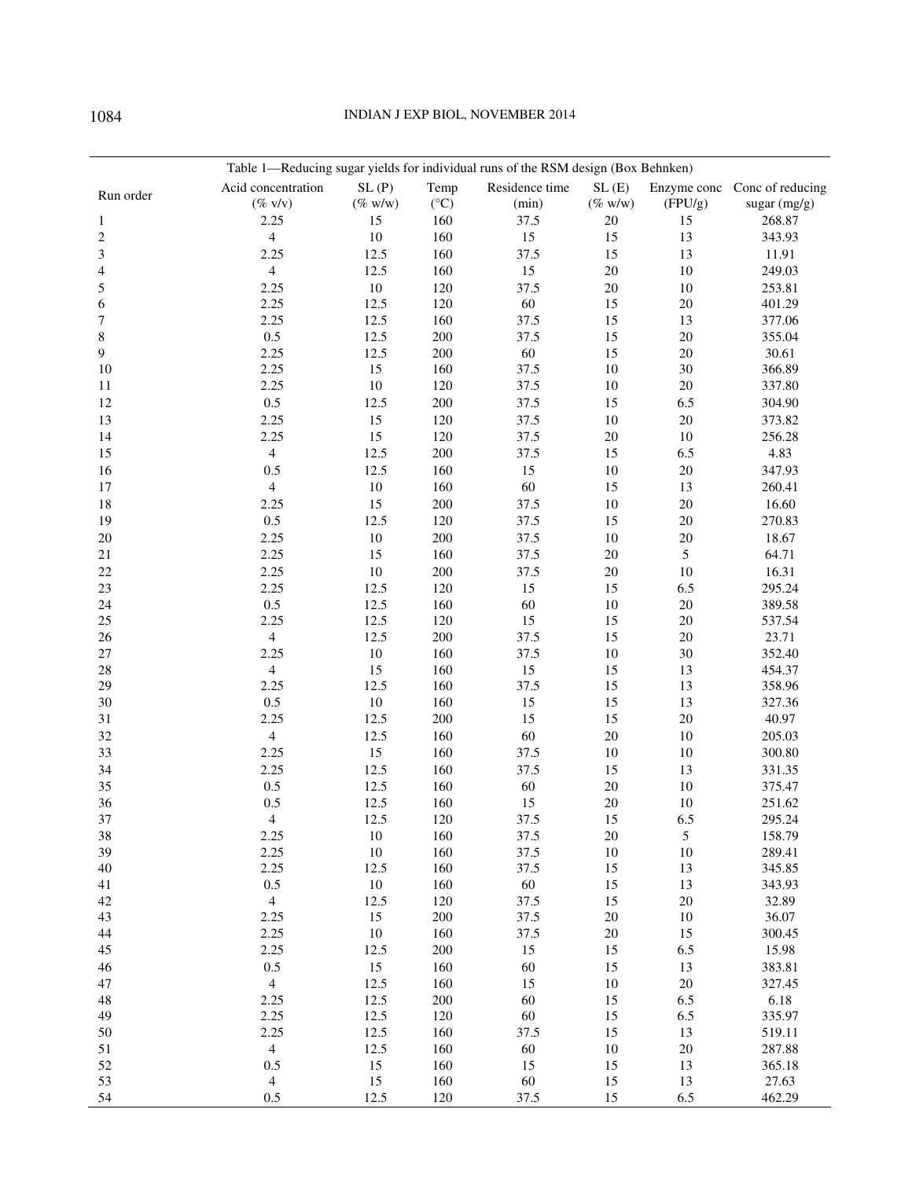Table 1—Reducing sugar yields for individual runs of the RSM design (Box Behnken)

| Run order | Acid concentration (% v/v) | SL (P) (% w/w) | Temp (°C) | Residence time (min) | SL (E) (% w/w) | Enzyme conc (FPU/g) | Conc of reducing sugar (mg/g) |
|---|---|---|---|---|---|---|---|
| 1 | 2.25 | 15 | 160 | 37.5 | 20 | 15 | 268.87 |
| 2 | 4 | 10 | 160 | 15 | 15 | 13 | 343.93 |
| 3 | 2.25 | 12.5 | 160 | 37.5 | 15 | 13 | 11.91 |
| 4 | 4 | 12.5 | 160 | 15 | 20 | 10 | 249.03 |
| 5 | 2.25 | 10 | 120 | 37.5 | 20 | 10 | 253.81 |
| 6 | 2.25 | 12.5 | 120 | 60 | 15 | 20 | 401.29 |
| 7 | 2.25 | 12.5 | 160 | 37.5 | 15 | 13 | 377.06 |
| 8 | 0.5 | 12.5 | 200 | 37.5 | 15 | 20 | 355.04 |
| 9 | 2.25 | 12.5 | 200 | 60 | 15 | 20 | 30.61 |
| 10 | 2.25 | 15 | 160 | 37.5 | 10 | 30 | 366.89 |
| 11 | 2.25 | 10 | 120 | 37.5 | 10 | 20 | 337.80 |
| 12 | 0.5 | 12.5 | 200 | 37.5 | 15 | 6.5 | 304.90 |
| 13 | 2.25 | 15 | 120 | 37.5 | 10 | 20 | 373.82 |
| 14 | 2.25 | 15 | 120 | 37.5 | 20 | 10 | 256.28 |
| 15 | 4 | 12.5 | 200 | 37.5 | 15 | 6.5 | 4.83 |
| 16 | 0.5 | 12.5 | 160 | 15 | 10 | 20 | 347.93 |
| 17 | 4 | 10 | 160 | 60 | 15 | 13 | 260.41 |
| 18 | 2.25 | 15 | 200 | 37.5 | 10 | 20 | 16.60 |
| 19 | 0.5 | 12.5 | 120 | 37.5 | 15 | 20 | 270.83 |
| 20 | 2.25 | 10 | 200 | 37.5 | 10 | 20 | 18.67 |
| 21 | 2.25 | 15 | 160 | 37.5 | 20 | 5 | 64.71 |
| 22 | 2.25 | 10 | 200 | 37.5 | 20 | 10 | 16.31 |
| 23 | 2.25 | 12.5 | 120 | 15 | 15 | 6.5 | 295.24 |
| 24 | 0.5 | 12.5 | 160 | 60 | 10 | 20 | 389.58 |
| 25 | 2.25 | 12.5 | 120 | 15 | 15 | 20 | 537.54 |
| 26 | 4 | 12.5 | 200 | 37.5 | 15 | 20 | 23.71 |
| 27 | 2.25 | 10 | 160 | 37.5 | 10 | 30 | 352.40 |
| 28 | 4 | 15 | 160 | 15 | 15 | 13 | 454.37 |
| 29 | 2.25 | 12.5 | 160 | 37.5 | 15 | 13 | 358.96 |
| 30 | 0.5 | 10 | 160 | 15 | 15 | 13 | 327.36 |
| 31 | 2.25 | 12.5 | 200 | 15 | 15 | 20 | 40.97 |
| 32 | 4 | 12.5 | 160 | 60 | 20 | 10 | 205.03 |
| 33 | 2.25 | 15 | 160 | 37.5 | 10 | 10 | 300.80 |
| 34 | 2.25 | 12.5 | 160 | 37.5 | 15 | 13 | 331.35 |
| 35 | 0.5 | 12.5 | 160 | 60 | 20 | 10 | 375.47 |
| 36 | 0.5 | 12.5 | 160 | 15 | 20 | 10 | 251.62 |
| 37 | 4 | 12.5 | 120 | 37.5 | 15 | 6.5 | 295.24 |
| 38 | 2.25 | 10 | 160 | 37.5 | 20 | 5 | 158.79 |
| 39 | 2.25 | 10 | 160 | 37.5 | 10 | 10 | 289.41 |
| 40 | 2.25 | 12.5 | 160 | 37.5 | 15 | 13 | 345.85 |
| 41 | 0.5 | 10 | 160 | 60 | 15 | 13 | 343.93 |
| 42 | 4 | 12.5 | 120 | 37.5 | 15 | 20 | 32.89 |
| 43 | 2.25 | 15 | 200 | 37.5 | 20 | 10 | 36.07 |
| 44 | 2.25 | 10 | 160 | 37.5 | 20 | 15 | 300.45 |
| 45 | 2.25 | 12.5 | 200 | 15 | 15 | 6.5 | 15.98 |
| 46 | 0.5 | 15 | 160 | 60 | 15 | 13 | 383.81 |
| 47 | 4 | 12.5 | 160 | 15 | 10 | 20 | 327.45 |
| 48 | 2.25 | 12.5 | 200 | 60 | 15 | 6.5 | 6.18 |
| 49 | 2.25 | 12.5 | 120 | 60 | 15 | 6.5 | 335.97 |
| 50 | 2.25 | 12.5 | 160 | 37.5 | 15 | 13 | 519.11 |
| 51 | 4 | 12.5 | 160 | 60 | 10 | 20 | 287.88 |
| 52 | 0.5 | 15 | 160 | 15 | 15 | 13 | 365.18 |
| 53 | 4 | 15 | 160 | 60 | 15 | 13 | 27.63 |
| 54 | 0.5 | 12.5 | 120 | 37.5 | 15 | 6.5 | 462.29 |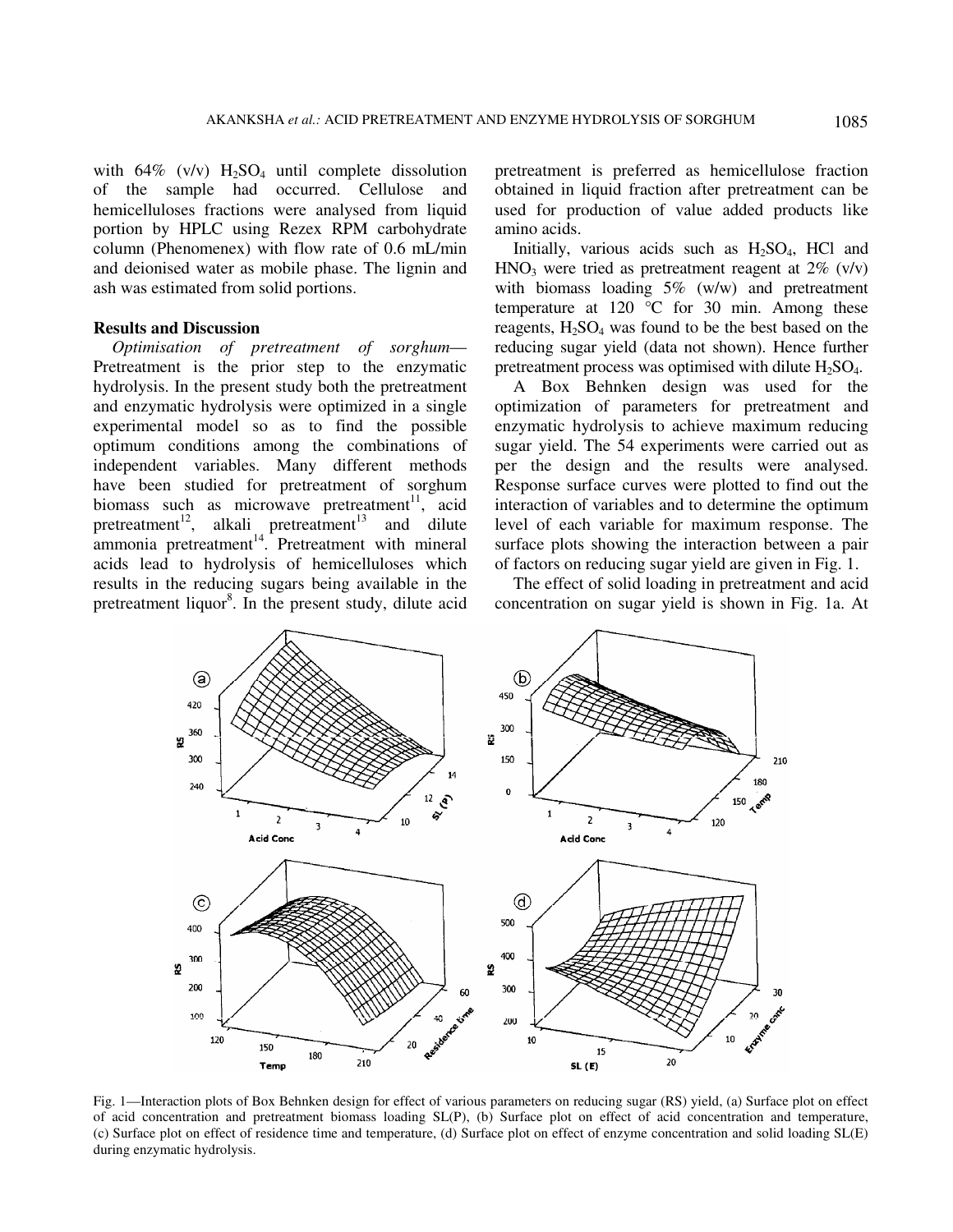with 64% (v/v) $H_2SO_4$ until complete dissolution of the sample had occurred. Cellulose and hemicelluloses fractions were analysed from liquid portion by HPLC using Rezex RPM carbohydrate column (Phenomenex) with flow rate of 0.6 mL/min and deionised water as mobile phase. The lignin and ash was estimated from solid portions.

## Results and Discussion

*Optimisation of pretreatment of sorghum*— Pretreatment is the prior step to the enzymatic hydrolysis. In the present study both the pretreatment and enzymatic hydrolysis were optimized in a single experimental model so as to find the possible optimum conditions among the combinations of independent variables. Many different methods have been studied for pretreatment of sorghum biomass such as microwave pretreatment[11], acid pretreatment[12], alkali pretreatment[13] and dilute ammonia pretreatment[14]. Pretreatment with mineral acids lead to hydrolysis of hemicelluloses which results in the reducing sugars being available in the pretreatment liquor[8]. In the present study, dilute acid pretreatment is preferred as hemicellulose fraction obtained in liquid fraction after pretreatment can be used for production of value added products like amino acids.

Initially, various acids such as $H_2SO_4$, HCl and $HNO_3$ were tried as pretreatment reagent at 2% (v/v) with biomass loading 5% (w/w) and pretreatment temperature at 120 °C for 30 min. Among these reagents, $H_2SO_4$ was found to be the best based on the reducing sugar yield (data not shown). Hence further pretreatment process was optimised with dilute $H_2SO_4$.

A Box Behnken design was used for the optimization of parameters for pretreatment and enzymatic hydrolysis to achieve maximum reducing sugar yield. The 54 experiments were carried out as per the design and the results were analysed. Response surface curves were plotted to find out the interaction of variables and to determine the optimum level of each variable for maximum response. The surface plots showing the interaction between a pair of factors on reducing sugar yield are given in Fig. 1.

The effect of solid loading in pretreatment and acid concentration on sugar yield is shown in Fig. 1a. At

Fig. 1—Interaction plots of Box Behnken design for effect of various parameters on reducing sugar (RS) yield, (a) Surface plot on effect of acid concentration and pretreatment biomass loading SL(P), (b) Surface plot on effect of acid concentration and temperature, (c) Surface plot on effect of residence time and temperature, (d) Surface plot on effect of enzyme concentration and solid loading SL(E) during enzymatic hydrolysis.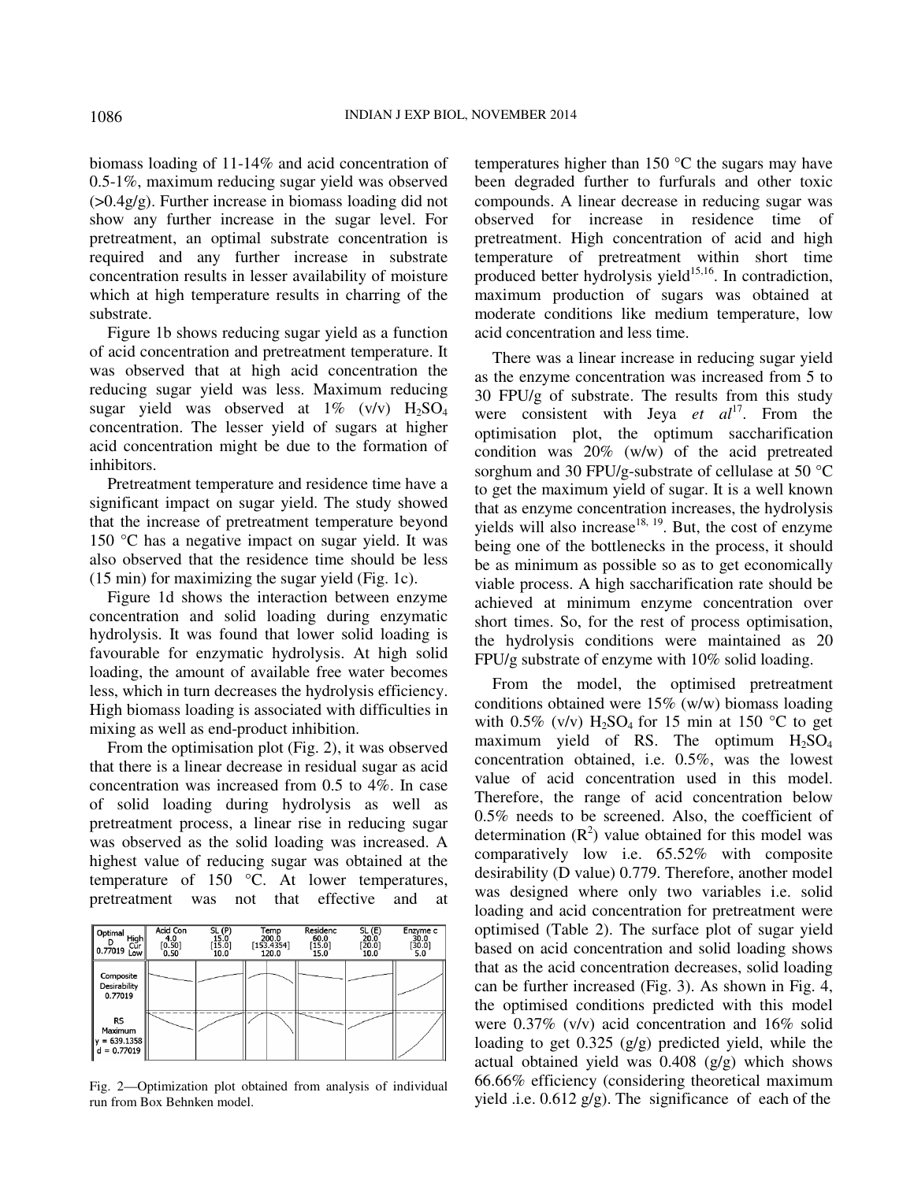biomass loading of 11-14% and acid concentration of 0.5-1%, maximum reducing sugar yield was observed (>0.4g/g). Further increase in biomass loading did not show any further increase in the sugar level. For pretreatment, an optimal substrate concentration is required and any further increase in substrate concentration results in lesser availability of moisture which at high temperature results in charring of the substrate.

Figure 1b shows reducing sugar yield as a function of acid concentration and pretreatment temperature. It was observed that at high acid concentration the reducing sugar yield was less. Maximum reducing sugar yield was observed at 1% (v/v) $H_2SO_4$ concentration. The lesser yield of sugars at higher acid concentration might be due to the formation of inhibitors.

Pretreatment temperature and residence time have a significant impact on sugar yield. The study showed that the increase of pretreatment temperature beyond 150 °C has a negative impact on sugar yield. It was also observed that the residence time should be less (15 min) for maximizing the sugar yield (Fig. 1c).

Figure 1d shows the interaction between enzyme concentration and solid loading during enzymatic hydrolysis. It was found that lower solid loading is favourable for enzymatic hydrolysis. At high solid loading, the amount of available free water becomes less, which in turn decreases the hydrolysis efficiency. High biomass loading is associated with difficulties in mixing as well as end-product inhibition.

From the optimisation plot (Fig. 2), it was observed that there is a linear decrease in residual sugar as acid concentration was increased from 0.5 to 4%. In case of solid loading during hydrolysis as well as pretreatment process, a linear rise in reducing sugar was observed as the solid loading was increased. A highest value of reducing sugar was obtained at the temperature of 150 °C. At lower temperatures, pretreatment was not that effective and at temperatures higher than 150 °C the sugars may have been degraded further to furfurals and other toxic compounds. A linear decrease in reducing sugar was observed for increase in residence time of pretreatment. High concentration of acid and high temperature of pretreatment within short time produced better hydrolysis yield[15,16]. In contradiction, maximum production of sugars was obtained at moderate conditions like medium temperature, low acid concentration and less time.

Fig. 2—Optimization plot obtained from analysis of individual run from Box Behnken model.

There was a linear increase in reducing sugar yield as the enzyme concentration was increased from 5 to 30 FPU/g of substrate. The results from this study were consistent with Jeya *et al*[17]. From the optimisation plot, the optimum saccharification condition was 20% (w/w) of the acid pretreated sorghum and 30 FPU/g-substrate of cellulase at 50 °C to get the maximum yield of sugar. It is a well known that as enzyme concentration increases, the hydrolysis yields will also increase[18, 19]. But, the cost of enzyme being one of the bottlenecks in the process, it should be as minimum as possible so as to get economically viable process. A high saccharification rate should be achieved at minimum enzyme concentration over short times. So, for the rest of process optimisation, the hydrolysis conditions were maintained as 20 FPU/g substrate of enzyme with 10% solid loading.

From the model, the optimised pretreatment conditions obtained were 15% (w/w) biomass loading with 0.5% (v/v) $H_2SO_4$ for 15 min at 150 °C to get maximum yield of RS. The optimum $H_2SO_4$ concentration obtained, i.e. 0.5%, was the lowest value of acid concentration used in this model. Therefore, the range of acid concentration below 0.5% needs to be screened. Also, the coefficient of determination ($R^2$) value obtained for this model was comparatively low i.e. 65.52% with composite desirability (D value) 0.779. Therefore, another model was designed where only two variables i.e. solid loading and acid concentration for pretreatment were optimised (Table 2). The surface plot of sugar yield based on acid concentration and solid loading shows that as the acid concentration decreases, solid loading can be further increased (Fig. 3). As shown in Fig. 4, the optimised conditions predicted with this model were 0.37% (v/v) acid concentration and 16% solid loading to get 0.325 (g/g) predicted yield, while the actual obtained yield was 0.408 (g/g) which shows 66.66% efficiency (considering theoretical maximum yield .i.e. 0.612 g/g). The significance of each of the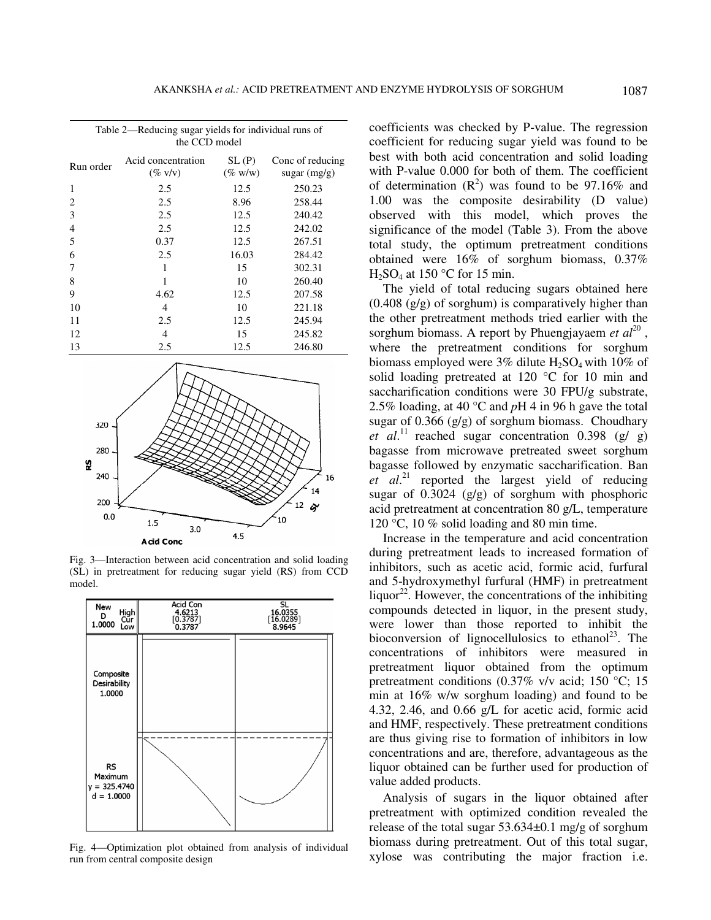Table 2—Reducing sugar yields for individual runs of the CCD model

| Run order | Acid concentration (% v/v) | SL (P) (% w/w) | Conc of reducing sugar (mg/g) |
|---|---|---|---|
| 1 | 2.5 | 12.5 | 250.23 |
| 2 | 2.5 | 8.96 | 258.44 |
| 3 | 2.5 | 12.5 | 240.42 |
| 4 | 2.5 | 12.5 | 242.02 |
| 5 | 0.37 | 12.5 | 267.51 |
| 6 | 2.5 | 16.03 | 284.42 |
| 7 | 1 | 15 | 302.31 |
| 8 | 1 | 10 | 260.40 |
| 9 | 4.62 | 12.5 | 207.58 |
| 10 | 4 | 10 | 221.18 |
| 11 | 2.5 | 12.5 | 245.94 |
| 12 | 4 | 15 | 245.82 |
| 13 | 2.5 | 12.5 | 246.80 |

Fig. 3—Interaction between acid concentration and solid loading (SL) in pretreatment for reducing sugar yield (RS) from CCD model.

Fig. 4—Optimization plot obtained from analysis of individual run from central composite design

coefficients was checked by P-value. The regression coefficient for reducing sugar yield was found to be best with both acid concentration and solid loading with P-value 0.000 for both of them. The coefficient of determination ($R^2$) was found to be 97.16% and 1.00 was the composite desirability (D value) observed with this model, which proves the significance of the model (Table 3). From the above total study, the optimum pretreatment conditions obtained were 16% of sorghum biomass, 0.37% $H_2SO_4$ at 150 °C for 15 min.

The yield of total reducing sugars obtained here (0.408 (g/g) of sorghum) is comparatively higher than the other pretreatment methods tried earlier with the sorghum biomass. A report by Phuengjayaem *et al*[20], where the pretreatment conditions for sorghum biomass employed were 3% dilute $H_2SO_4$ with 10% of solid loading pretreated at 120 °C for 10 min and saccharification conditions were 30 FPU/g substrate, 2.5% loading, at 40 °C and *p*H 4 in 96 h gave the total sugar of 0.366 (g/g) of sorghum biomass. Choudhary *et al*.[11] reached sugar concentration 0.398 (g/ g) bagasse from microwave pretreated sweet sorghum bagasse followed by enzymatic saccharification. Ban *et al*.[21] reported the largest yield of reducing sugar of 0.3024 (g/g) of sorghum with phosphoric acid pretreatment at concentration 80 g/L, temperature 120 °C, 10 % solid loading and 80 min time.

Increase in the temperature and acid concentration during pretreatment leads to increased formation of inhibitors, such as acetic acid, formic acid, furfural and 5-hydroxymethyl furfural (HMF) in pretreatment liquor[22]. However, the concentrations of the inhibiting compounds detected in liquor, in the present study, were lower than those reported to inhibit the bioconversion of lignocellulosics to ethanol[23]. The concentrations of inhibitors were measured in pretreatment liquor obtained from the optimum pretreatment conditions (0.37% v/v acid; 150 °C; 15 min at 16% w/w sorghum loading) and found to be 4.32, 2.46, and 0.66 g/L for acetic acid, formic acid and HMF, respectively. These pretreatment conditions are thus giving rise to formation of inhibitors in low concentrations and are, therefore, advantageous as the liquor obtained can be further used for production of value added products.

Analysis of sugars in the liquor obtained after pretreatment with optimized condition revealed the release of the total sugar 53.634±0.1 mg/g of sorghum biomass during pretreatment. Out of this total sugar, xylose was contributing the major fraction i.e.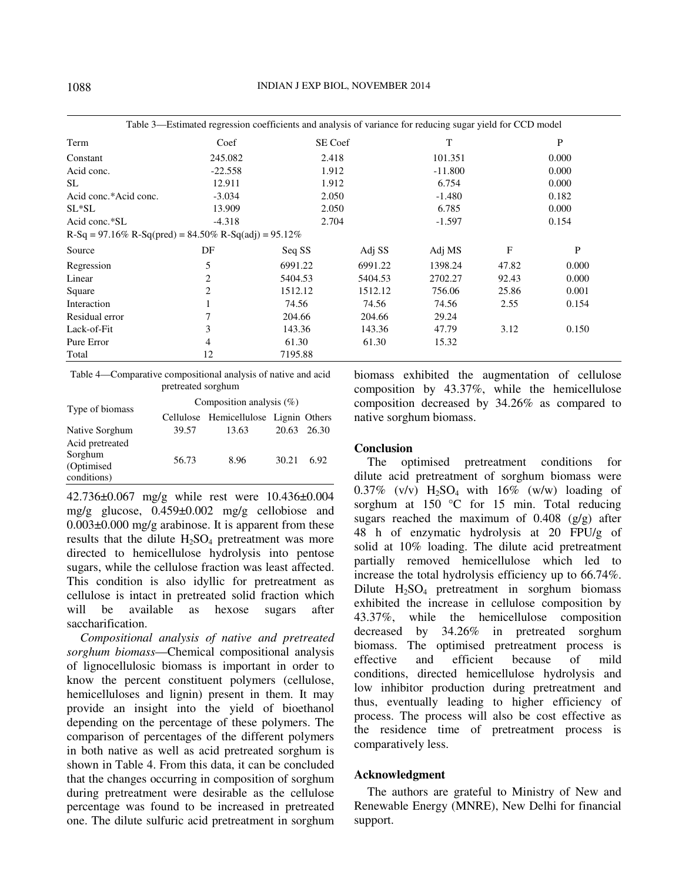Table 3—Estimated regression coefficients and analysis of variance for reducing sugar yield for CCD model

| Term | Coef | SE Coef | T | P |
|---|---|---|---|---|
| Constant | 245.082 | 2.418 | 101.351 | 0.000 |
| Acid conc. | -22.558 | 1.912 | -11.800 | 0.000 |
| SL | 12.911 | 1.912 | 6.754 | 0.000 |
| Acid conc.*Acid conc. | -3.034 | 2.050 | -1.480 | 0.182 |
| SL*SL | 13.909 | 2.050 | 6.785 | 0.000 |
| Acid conc.*SL | -4.318 | 2.704 | -1.597 | 0.154 |

R-Sq = 97.16% R-Sq(pred) = 84.50% R-Sq(adj) = 95.12%

| Source | DF | Seq SS | Adj SS | Adj MS | F | P |
|---|---|---|---|---|---|---|
| Regression | 5 | 6991.22 | 6991.22 | 1398.24 | 47.82 | 0.000 |
| Linear | 2 | 5404.53 | 5404.53 | 2702.27 | 92.43 | 0.000 |
| Square | 2 | 1512.12 | 1512.12 | 756.06 | 25.86 | 0.001 |
| Interaction | 1 | 74.56 | 74.56 | 74.56 | 2.55 | 0.154 |
| Residual error | 7 | 204.66 | 204.66 | 29.24 | | |
| Lack-of-Fit | 3 | 143.36 | 143.36 | 47.79 | 3.12 | 0.150 |
| Pure Error | 4 | 61.30 | 61.30 | 15.32 | | |
| Total | 12 | 7195.88 | | | | |

Table 4—Comparative compositional analysis of native and acid pretreated sorghum

| Type of biomass | Composition analysis (%) | | | |
|---|---|---|---|---|
| | Cellulose | Hemicellulose | Lignin | Others |
| Native Sorghum | 39.57 | 13.63 | 20.63 | 26.30 |
| Acid pretreated Sorghum (Optimised conditions) | 56.73 | 8.96 | 30.21 | 6.92 |

42.736±0.067 mg/g while rest were 10.436±0.004 mg/g glucose, 0.459±0.002 mg/g cellobiose and 0.003±0.000 mg/g arabinose. It is apparent from these results that the dilute $H_2SO_4$ pretreatment was more directed to hemicellulose hydrolysis into pentose sugars, while the cellulose fraction was least affected. This condition is also idyllic for pretreatment as cellulose is intact in pretreated solid fraction which will be available as hexose sugars after saccharification.

*Compositional analysis of native and pretreated sorghum biomass*—Chemical compositional analysis of lignocellulosic biomass is important in order to know the percent constituent polymers (cellulose, hemicelluloses and lignin) present in them. It may provide an insight into the yield of bioethanol depending on the percentage of these polymers. The comparison of percentages of the different polymers in both native as well as acid pretreated sorghum is shown in Table 4. From this data, it can be concluded that the changes occurring in composition of sorghum during pretreatment were desirable as the cellulose percentage was found to be increased in pretreated one. The dilute sulfuric acid pretreatment in sorghum biomass exhibited the augmentation of cellulose composition by 43.37%, while the hemicellulose composition decreased by 34.26% as compared to native sorghum biomass.

## Conclusion

The optimised pretreatment conditions for dilute acid pretreatment of sorghum biomass were 0.37% (v/v) $H_2SO_4$ with 16% (w/w) loading of sorghum at 150 °C for 15 min. Total reducing sugars reached the maximum of 0.408 (g/g) after 48 h of enzymatic hydrolysis at 20 FPU/g of solid at 10% loading. The dilute acid pretreatment partially removed hemicellulose which led to increase the total hydrolysis efficiency up to 66.74%. Dilute $H_2SO_4$ pretreatment in sorghum biomass exhibited the increase in cellulose composition by 43.37%, while the hemicellulose composition decreased by 34.26% in pretreated sorghum biomass. The optimised pretreatment process is effective and efficient because of mild conditions, directed hemicellulose hydrolysis and low inhibitor production during pretreatment and thus, eventually leading to higher efficiency of process. The process will also be cost effective as the residence time of pretreatment process is comparatively less.

## Acknowledgment

The authors are grateful to Ministry of New and Renewable Energy (MNRE), New Delhi for financial support.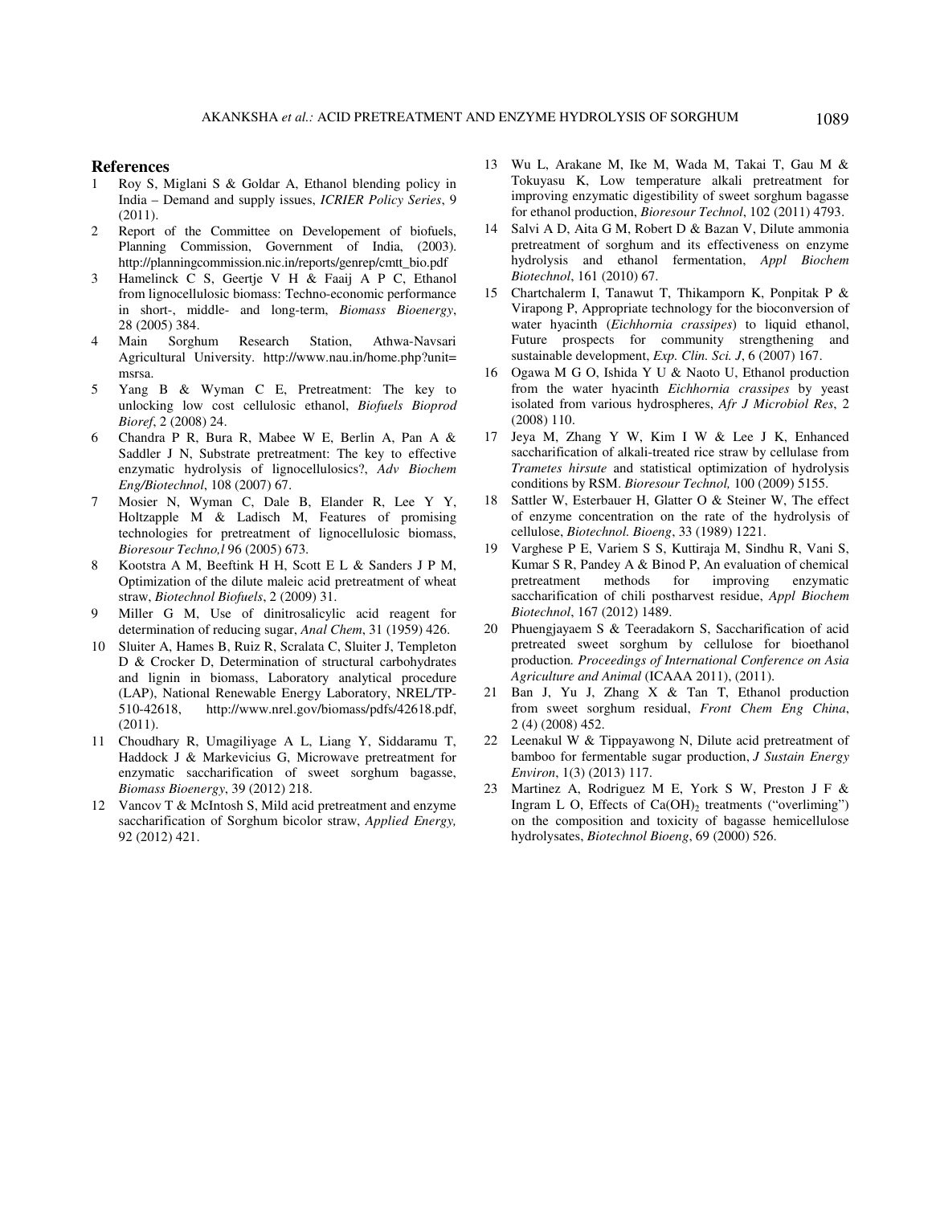## References

1. Roy S, Miglani S & Goldar A, Ethanol blending policy in India – Demand and supply issues, *ICRIER Policy Series*, 9 (2011).
2. Report of the Committee on Developement of biofuels, Planning Commission, Government of India, (2003). http://planningcommission.nic.in/reports/genrep/cmtt_bio.pdf
3. Hamelinck C S, Geertje V H & Faaij A P C, Ethanol from lignocellulosic biomass: Techno-economic performance in short-, middle- and long-term, *Biomass Bioenergy*, 28 (2005) 384.
4. Main Sorghum Research Station, Athwa-Navsari Agricultural University. http://www.nau.in/home.php?unit=msrsa.
5. Yang B & Wyman C E, Pretreatment: The key to unlocking low cost cellulosic ethanol, *Biofuels Bioprod Bioref*, 2 (2008) 24.
6. Chandra P R, Bura R, Mabee W E, Berlin A, Pan A & Saddler J N, Substrate pretreatment: The key to effective enzymatic hydrolysis of lignocellulosics?, *Adv Biochem Eng/Biotechnol*, 108 (2007) 67.
7. Mosier N, Wyman C, Dale B, Elander R, Lee Y Y, Holtzapple M & Ladisch M, Features of promising technologies for pretreatment of lignocellulosic biomass, *Bioresour Techno,l* 96 (2005) 673.
8. Kootstra A M, Beeftink H H, Scott E L & Sanders J P M, Optimization of the dilute maleic acid pretreatment of wheat straw, *Biotechnol Biofuels*, 2 (2009) 31.
9. Miller G M, Use of dinitrosalicylic acid reagent for determination of reducing sugar, *Anal Chem*, 31 (1959) 426.
10. Sluiter A, Hames B, Ruiz R, Scralata C, Sluiter J, Templeton D & Crocker D, Determination of structural carbohydrates and lignin in biomass, Laboratory analytical procedure (LAP), National Renewable Energy Laboratory, NREL/TP-510-42618, http://www.nrel.gov/biomass/pdfs/42618.pdf, (2011).
11. Choudhary R, Umagiliyage A L, Liang Y, Siddaramu T, Haddock J & Markevicius G, Microwave pretreatment for enzymatic saccharification of sweet sorghum bagasse, *Biomass Bioenergy*, 39 (2012) 218.
12. Vancov T & McIntosh S, Mild acid pretreatment and enzyme saccharification of Sorghum bicolor straw, *Applied Energy,* 92 (2012) 421.
13. Wu L, Arakane M, Ike M, Wada M, Takai T, Gau M & Tokuyasu K, Low temperature alkali pretreatment for improving enzymatic digestibility of sweet sorghum bagasse for ethanol production, *Bioresour Technol*, 102 (2011) 4793.
14. Salvi A D, Aita G M, Robert D & Bazan V, Dilute ammonia pretreatment of sorghum and its effectiveness on enzyme hydrolysis and ethanol fermentation, *Appl Biochem Biotechnol*, 161 (2010) 67.
15. Chartchalerm I, Tanawut T, Thikamporn K, Ponpitak P & Virapong P, Appropriate technology for the bioconversion of water hyacinth (*Eichhornia crassipes*) to liquid ethanol, Future prospects for community strengthening and sustainable development, *Exp. Clin. Sci. J*, 6 (2007) 167.
16. Ogawa M G O, Ishida Y U & Naoto U, Ethanol production from the water hyacinth *Eichhornia crassipes* by yeast isolated from various hydrospheres, *Afr J Microbiol Res*, 2 (2008) 110.
17. Jeya M, Zhang Y W, Kim I W & Lee J K, Enhanced saccharification of alkali-treated rice straw by cellulase from *Trametes hirsute* and statistical optimization of hydrolysis conditions by RSM. *Bioresour Technol,* 100 (2009) 5155.
18. Sattler W, Esterbauer H, Glatter O & Steiner W, The effect of enzyme concentration on the rate of the hydrolysis of cellulose, *Biotechnol. Bioeng*, 33 (1989) 1221.
19. Varghese P E, Variem S S, Kuttiraja M, Sindhu R, Vani S, Kumar S R, Pandey A & Binod P, An evaluation of chemical pretreatment methods for improving enzymatic saccharification of chili postharvest residue, *Appl Biochem Biotechnol*, 167 (2012) 1489.
20. Phuengjayaem S & Teeradakorn S, Saccharification of acid pretreated sweet sorghum by cellulose for bioethanol production*. Proceedings of International Conference on Asia Agriculture and Animal* (ICAAA 2011), (2011).
21. Ban J, Yu J, Zhang X & Tan T, Ethanol production from sweet sorghum residual, *Front Chem Eng China*, 2 (4) (2008) 452.
22. Leenakul W & Tippayawong N, Dilute acid pretreatment of bamboo for fermentable sugar production, *J Sustain Energy Environ*, 1(3) (2013) 117.
23. Martinez A, Rodriguez M E, York S W, Preston J F & Ingram L O, Effects of $Ca(OH)_2$ treatments ("overliming") on the composition and toxicity of bagasse hemicellulose hydrolysates, *Biotechnol Bioeng*, 69 (2000) 526.